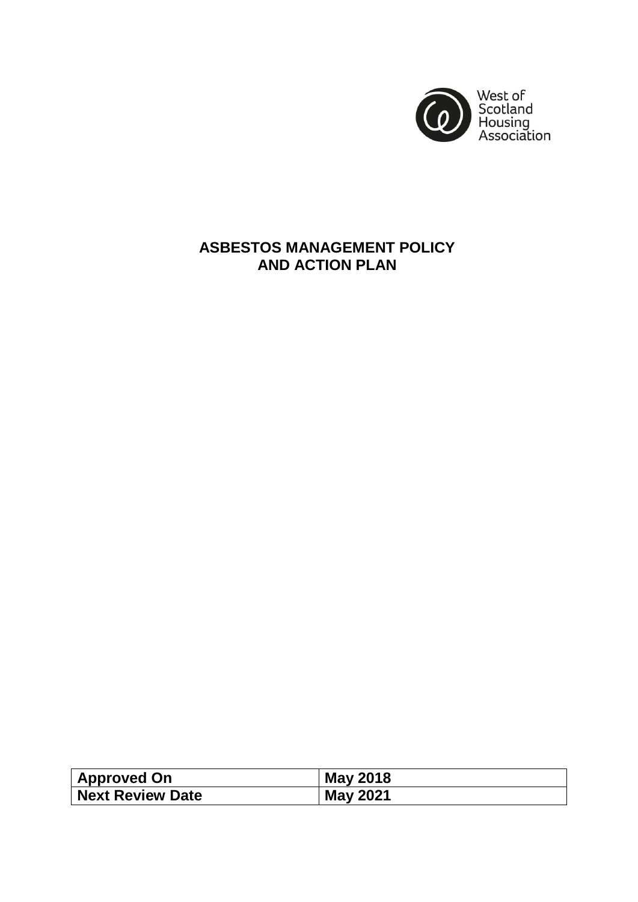West of Scotland Housing Association

# ASBESTOS MANAGEMENT POLICY AND ACTION PLAN

| Approved On | May 2018 |
|---|---|
| Next Review Date | May 2021 |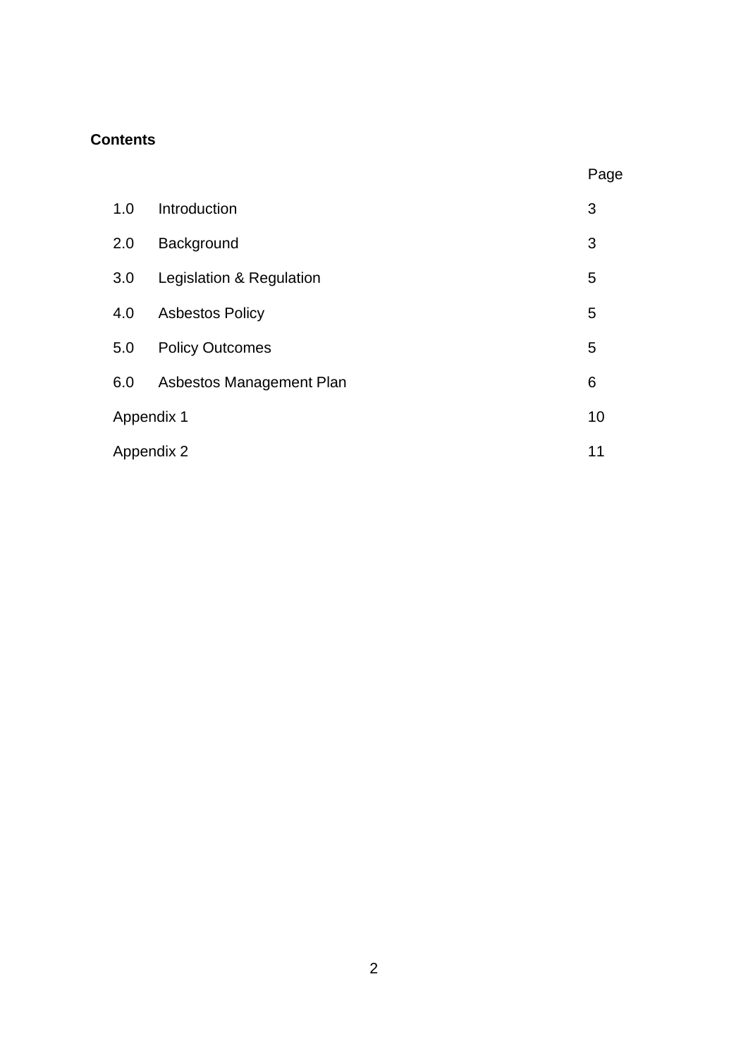**Contents**

| | | Page |
|---|---|---|
| 1.0 | Introduction | 3 |
| 2.0 | Background | 3 |
| 3.0 | Legislation & Regulation | 5 |
| 4.0 | Asbestos Policy | 5 |
| 5.0 | Policy Outcomes | 5 |
| 6.0 | Asbestos Management Plan | 6 |
| Appendix 1 | | 10 |
| Appendix 2 | | 11 |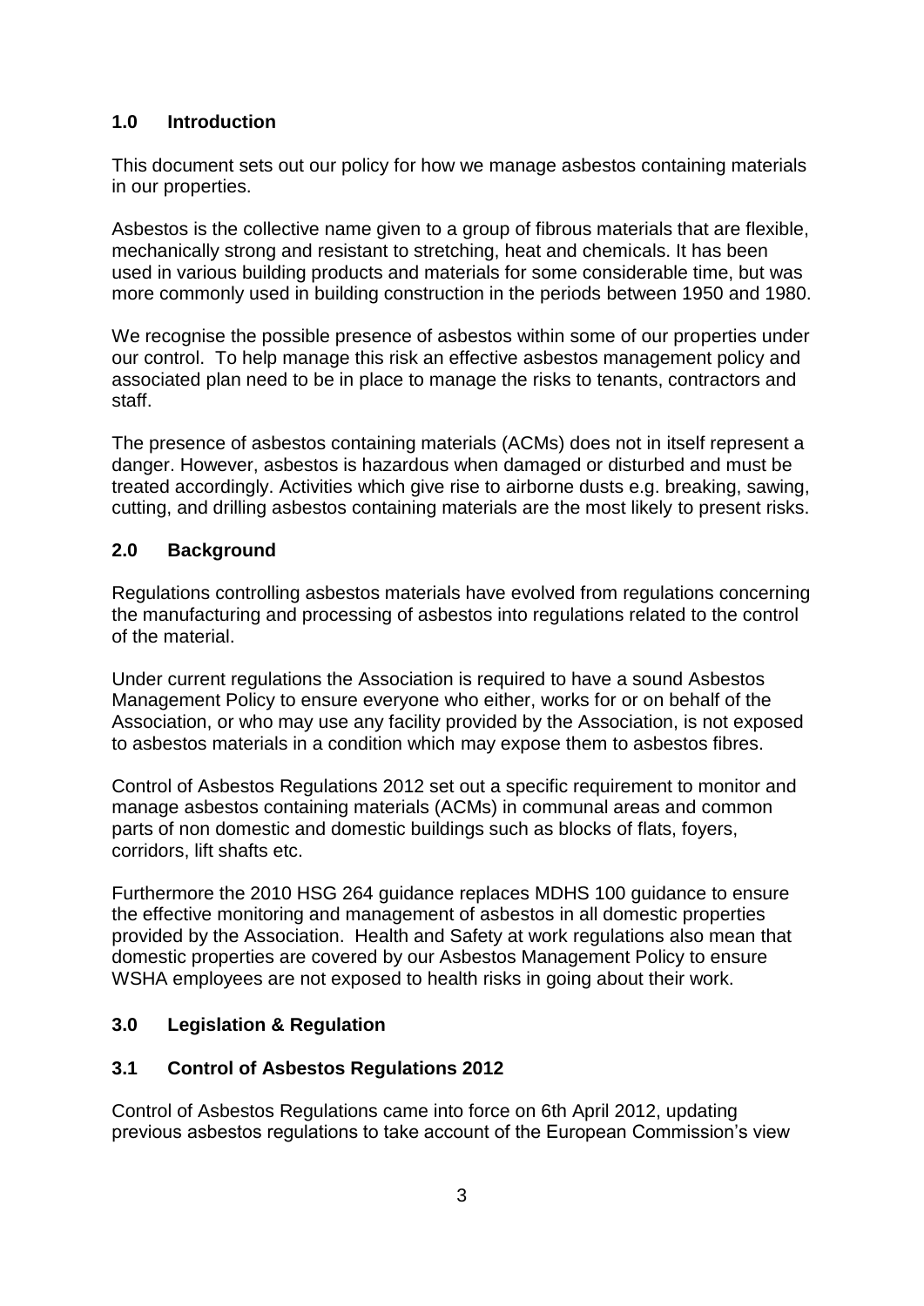## 1.0 Introduction

This document sets out our policy for how we manage asbestos containing materials in our properties.

Asbestos is the collective name given to a group of fibrous materials that are flexible, mechanically strong and resistant to stretching, heat and chemicals. It has been used in various building products and materials for some considerable time, but was more commonly used in building construction in the periods between 1950 and 1980.

We recognise the possible presence of asbestos within some of our properties under our control. To help manage this risk an effective asbestos management policy and associated plan need to be in place to manage the risks to tenants, contractors and staff.

The presence of asbestos containing materials (ACMs) does not in itself represent a danger. However, asbestos is hazardous when damaged or disturbed and must be treated accordingly. Activities which give rise to airborne dusts e.g. breaking, sawing, cutting, and drilling asbestos containing materials are the most likely to present risks.

## 2.0 Background

Regulations controlling asbestos materials have evolved from regulations concerning the manufacturing and processing of asbestos into regulations related to the control of the material.

Under current regulations the Association is required to have a sound Asbestos Management Policy to ensure everyone who either, works for or on behalf of the Association, or who may use any facility provided by the Association, is not exposed to asbestos materials in a condition which may expose them to asbestos fibres.

Control of Asbestos Regulations 2012 set out a specific requirement to monitor and manage asbestos containing materials (ACMs) in communal areas and common parts of non domestic and domestic buildings such as blocks of flats, foyers, corridors, lift shafts etc.

Furthermore the 2010 HSG 264 guidance replaces MDHS 100 guidance to ensure the effective monitoring and management of asbestos in all domestic properties provided by the Association. Health and Safety at work regulations also mean that domestic properties are covered by our Asbestos Management Policy to ensure WSHA employees are not exposed to health risks in going about their work.

## 3.0 Legislation & Regulation

### 3.1 Control of Asbestos Regulations 2012

Control of Asbestos Regulations came into force on 6th April 2012, updating previous asbestos regulations to take account of the European Commission's view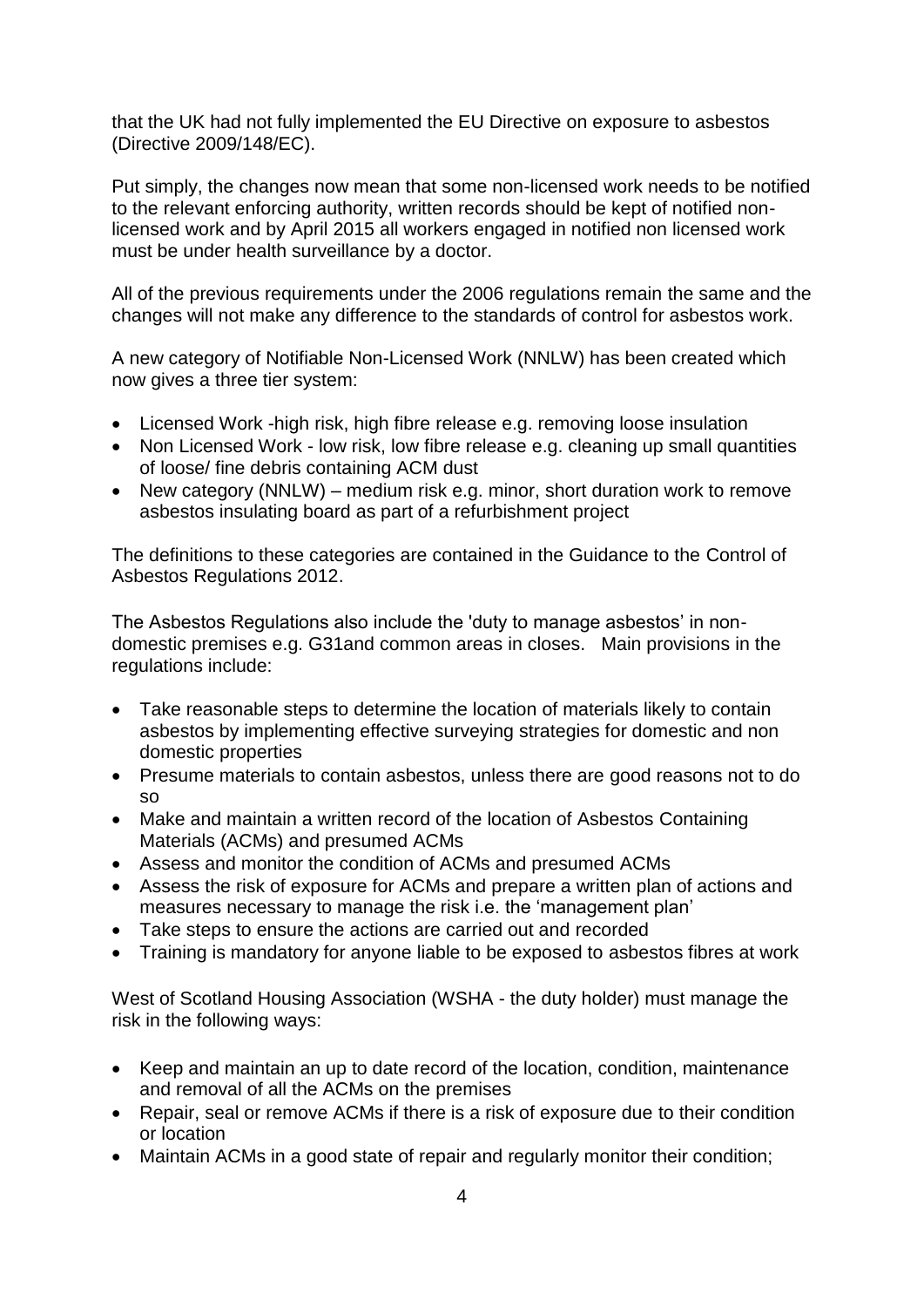that the UK had not fully implemented the EU Directive on exposure to asbestos (Directive 2009/148/EC).

Put simply, the changes now mean that some non-licensed work needs to be notified to the relevant enforcing authority, written records should be kept of notified non-licensed work and by April 2015 all workers engaged in notified non licensed work must be under health surveillance by a doctor.

All of the previous requirements under the 2006 regulations remain the same and the changes will not make any difference to the standards of control for asbestos work.

A new category of Notifiable Non-Licensed Work (NNLW) has been created which now gives a three tier system:

- Licensed Work -high risk, high fibre release e.g. removing loose insulation
- Non Licensed Work - low risk, low fibre release e.g. cleaning up small quantities of loose/ fine debris containing ACM dust
- New category (NNLW) – medium risk e.g. minor, short duration work to remove asbestos insulating board as part of a refurbishment project

The definitions to these categories are contained in the Guidance to the Control of Asbestos Regulations 2012.

The Asbestos Regulations also include the 'duty to manage asbestos' in non-domestic premises e.g. G31and common areas in closes.   Main provisions in the regulations include:

- Take reasonable steps to determine the location of materials likely to contain asbestos by implementing effective surveying strategies for domestic and non domestic properties
- Presume materials to contain asbestos, unless there are good reasons not to do so
- Make and maintain a written record of the location of Asbestos Containing Materials (ACMs) and presumed ACMs
- Assess and monitor the condition of ACMs and presumed ACMs
- Assess the risk of exposure for ACMs and prepare a written plan of actions and measures necessary to manage the risk i.e. the 'management plan'
- Take steps to ensure the actions are carried out and recorded
- Training is mandatory for anyone liable to be exposed to asbestos fibres at work

West of Scotland Housing Association (WSHA - the duty holder) must manage the risk in the following ways:

- Keep and maintain an up to date record of the location, condition, maintenance and removal of all the ACMs on the premises
- Repair, seal or remove ACMs if there is a risk of exposure due to their condition or location
- Maintain ACMs in a good state of repair and regularly monitor their condition;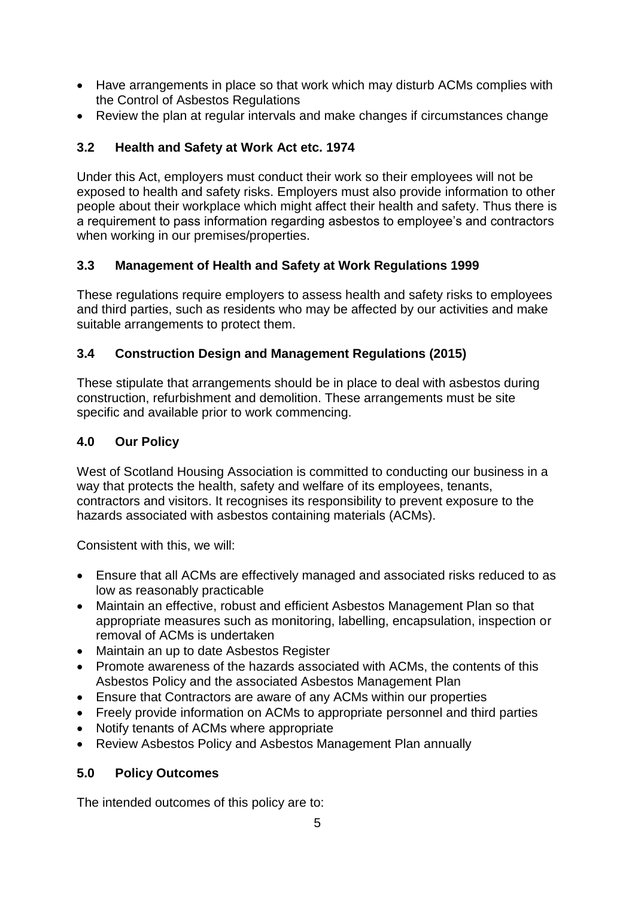- Have arrangements in place so that work which may disturb ACMs complies with the Control of Asbestos Regulations
- Review the plan at regular intervals and make changes if circumstances change

### 3.2 Health and Safety at Work Act etc. 1974

Under this Act, employers must conduct their work so their employees will not be exposed to health and safety risks. Employers must also provide information to other people about their workplace which might affect their health and safety. Thus there is a requirement to pass information regarding asbestos to employee's and contractors when working in our premises/properties.

### 3.3 Management of Health and Safety at Work Regulations 1999

These regulations require employers to assess health and safety risks to employees and third parties, such as residents who may be affected by our activities and make suitable arrangements to protect them.

### 3.4 Construction Design and Management Regulations (2015)

These stipulate that arrangements should be in place to deal with asbestos during construction, refurbishment and demolition. These arrangements must be site specific and available prior to work commencing.

## 4.0 Our Policy

West of Scotland Housing Association is committed to conducting our business in a way that protects the health, safety and welfare of its employees, tenants, contractors and visitors. It recognises its responsibility to prevent exposure to the hazards associated with asbestos containing materials (ACMs).

Consistent with this, we will:

- Ensure that all ACMs are effectively managed and associated risks reduced to as low as reasonably practicable
- Maintain an effective, robust and efficient Asbestos Management Plan so that appropriate measures such as monitoring, labelling, encapsulation, inspection or removal of ACMs is undertaken
- Maintain an up to date Asbestos Register
- Promote awareness of the hazards associated with ACMs, the contents of this Asbestos Policy and the associated Asbestos Management Plan
- Ensure that Contractors are aware of any ACMs within our properties
- Freely provide information on ACMs to appropriate personnel and third parties
- Notify tenants of ACMs where appropriate
- Review Asbestos Policy and Asbestos Management Plan annually

## 5.0 Policy Outcomes

The intended outcomes of this policy are to: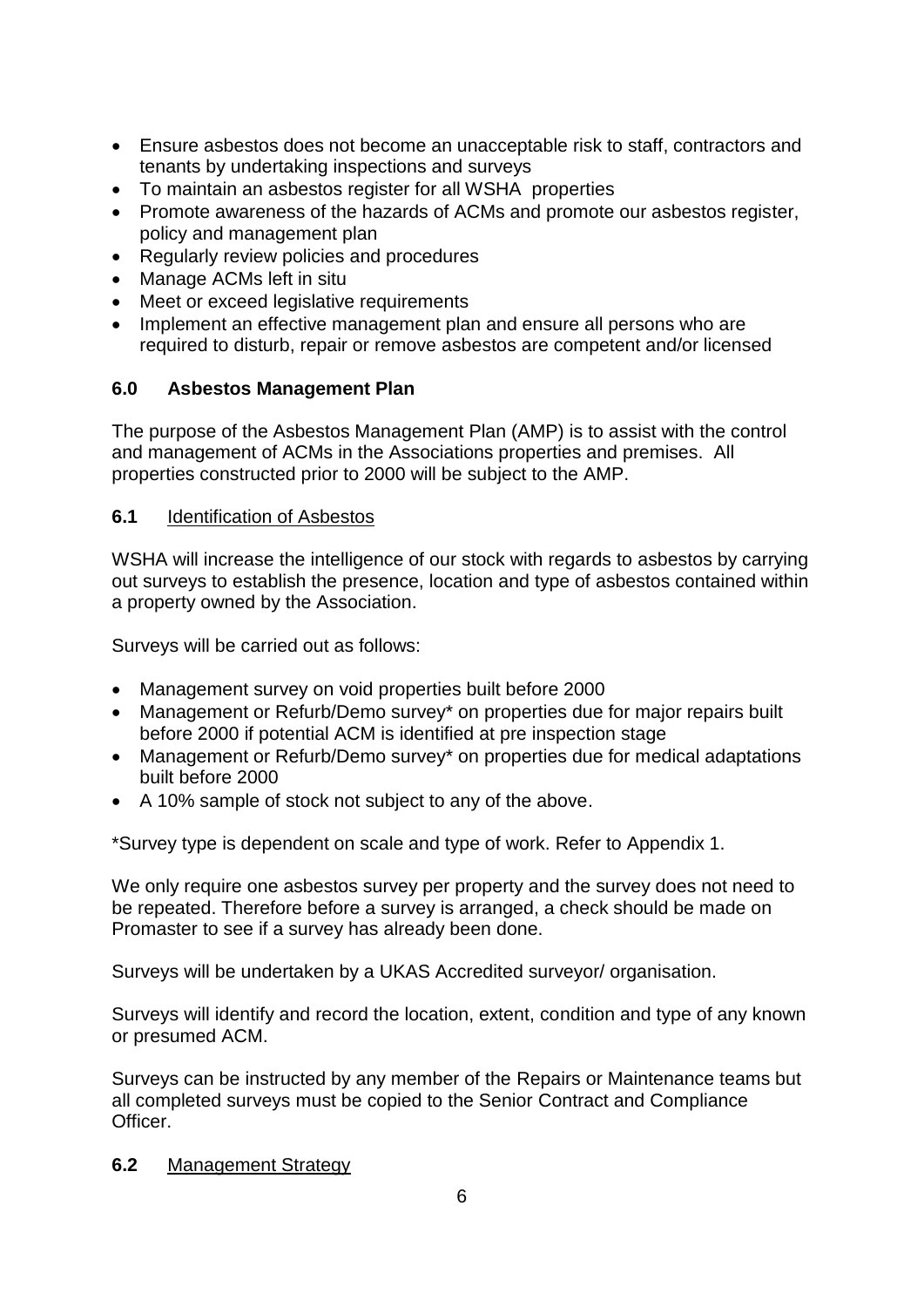- Ensure asbestos does not become an unacceptable risk to staff, contractors and tenants by undertaking inspections and surveys
- To maintain an asbestos register for all WSHA properties
- Promote awareness of the hazards of ACMs and promote our asbestos register, policy and management plan
- Regularly review policies and procedures
- Manage ACMs left in situ
- Meet or exceed legislative requirements
- Implement an effective management plan and ensure all persons who are required to disturb, repair or remove asbestos are competent and/or licensed

## 6.0 Asbestos Management Plan

The purpose of the Asbestos Management Plan (AMP) is to assist with the control and management of ACMs in the Associations properties and premises. All properties constructed prior to 2000 will be subject to the AMP.

### 6.1 Identification of Asbestos

WSHA will increase the intelligence of our stock with regards to asbestos by carrying out surveys to establish the presence, location and type of asbestos contained within a property owned by the Association.

Surveys will be carried out as follows:

- Management survey on void properties built before 2000
- Management or Refurb/Demo survey* on properties due for major repairs built before 2000 if potential ACM is identified at pre inspection stage
- Management or Refurb/Demo survey* on properties due for medical adaptations built before 2000
- A 10% sample of stock not subject to any of the above.

*Survey type is dependent on scale and type of work. Refer to Appendix 1.

We only require one asbestos survey per property and the survey does not need to be repeated. Therefore before a survey is arranged, a check should be made on Promaster to see if a survey has already been done.

Surveys will be undertaken by a UKAS Accredited surveyor/ organisation.

Surveys will identify and record the location, extent, condition and type of any known or presumed ACM.

Surveys can be instructed by any member of the Repairs or Maintenance teams but all completed surveys must be copied to the Senior Contract and Compliance Officer.

### 6.2 Management Strategy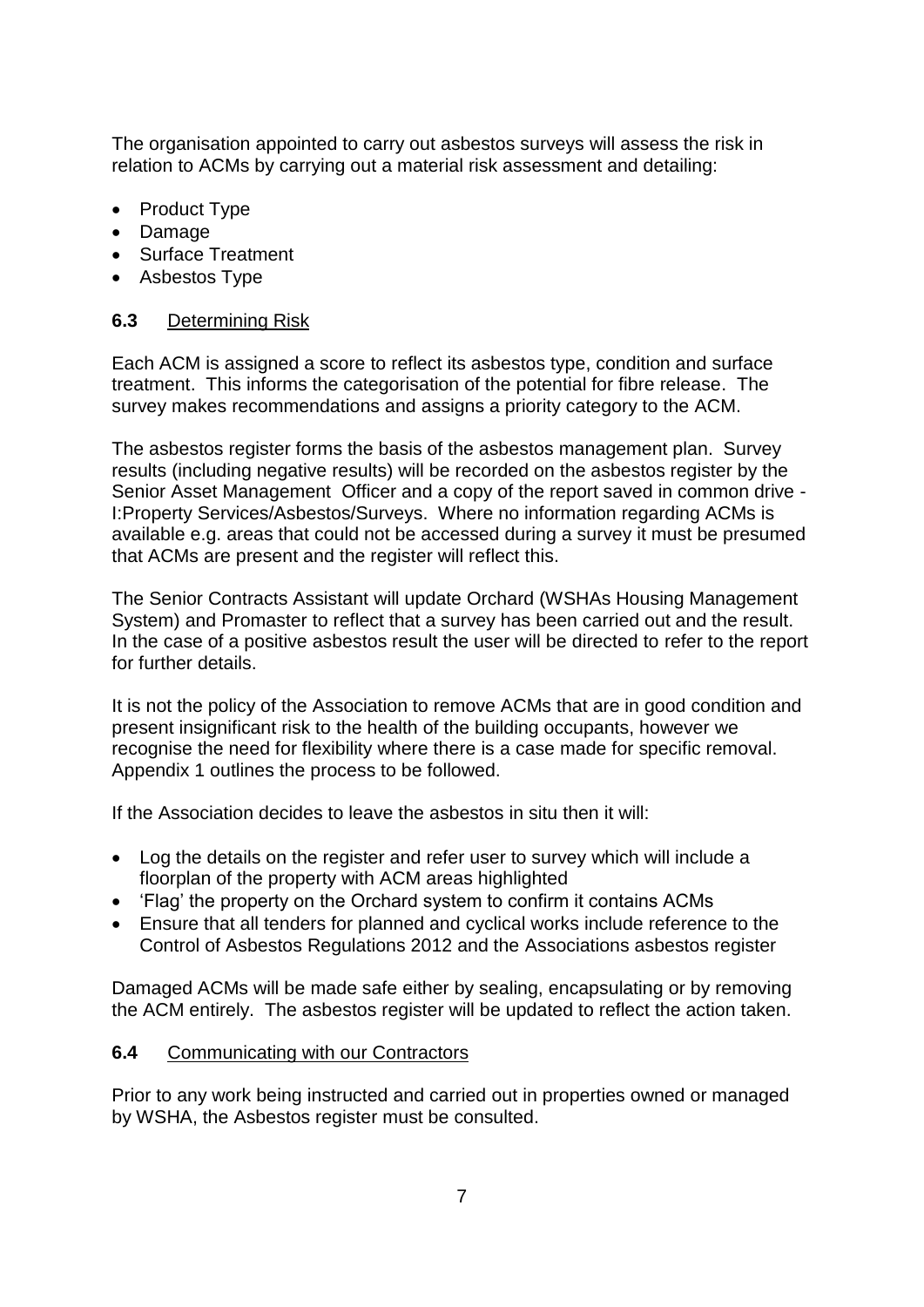The organisation appointed to carry out asbestos surveys will assess the risk in relation to ACMs by carrying out a material risk assessment and detailing:

- Product Type
- Damage
- Surface Treatment
- Asbestos Type

**6.3** Determining Risk

Each ACM is assigned a score to reflect its asbestos type, condition and surface treatment. This informs the categorisation of the potential for fibre release. The survey makes recommendations and assigns a priority category to the ACM.

The asbestos register forms the basis of the asbestos management plan. Survey results (including negative results) will be recorded on the asbestos register by the Senior Asset Management Officer and a copy of the report saved in common drive - I:Property Services/Asbestos/Surveys. Where no information regarding ACMs is available e.g. areas that could not be accessed during a survey it must be presumed that ACMs are present and the register will reflect this.

The Senior Contracts Assistant will update Orchard (WSHAs Housing Management System) and Promaster to reflect that a survey has been carried out and the result. In the case of a positive asbestos result the user will be directed to refer to the report for further details.

It is not the policy of the Association to remove ACMs that are in good condition and present insignificant risk to the health of the building occupants, however we recognise the need for flexibility where there is a case made for specific removal. Appendix 1 outlines the process to be followed.

If the Association decides to leave the asbestos in situ then it will:

- Log the details on the register and refer user to survey which will include a floorplan of the property with ACM areas highlighted
- 'Flag' the property on the Orchard system to confirm it contains ACMs
- Ensure that all tenders for planned and cyclical works include reference to the Control of Asbestos Regulations 2012 and the Associations asbestos register

Damaged ACMs will be made safe either by sealing, encapsulating or by removing the ACM entirely. The asbestos register will be updated to reflect the action taken.

**6.4** Communicating with our Contractors

Prior to any work being instructed and carried out in properties owned or managed by WSHA, the Asbestos register must be consulted.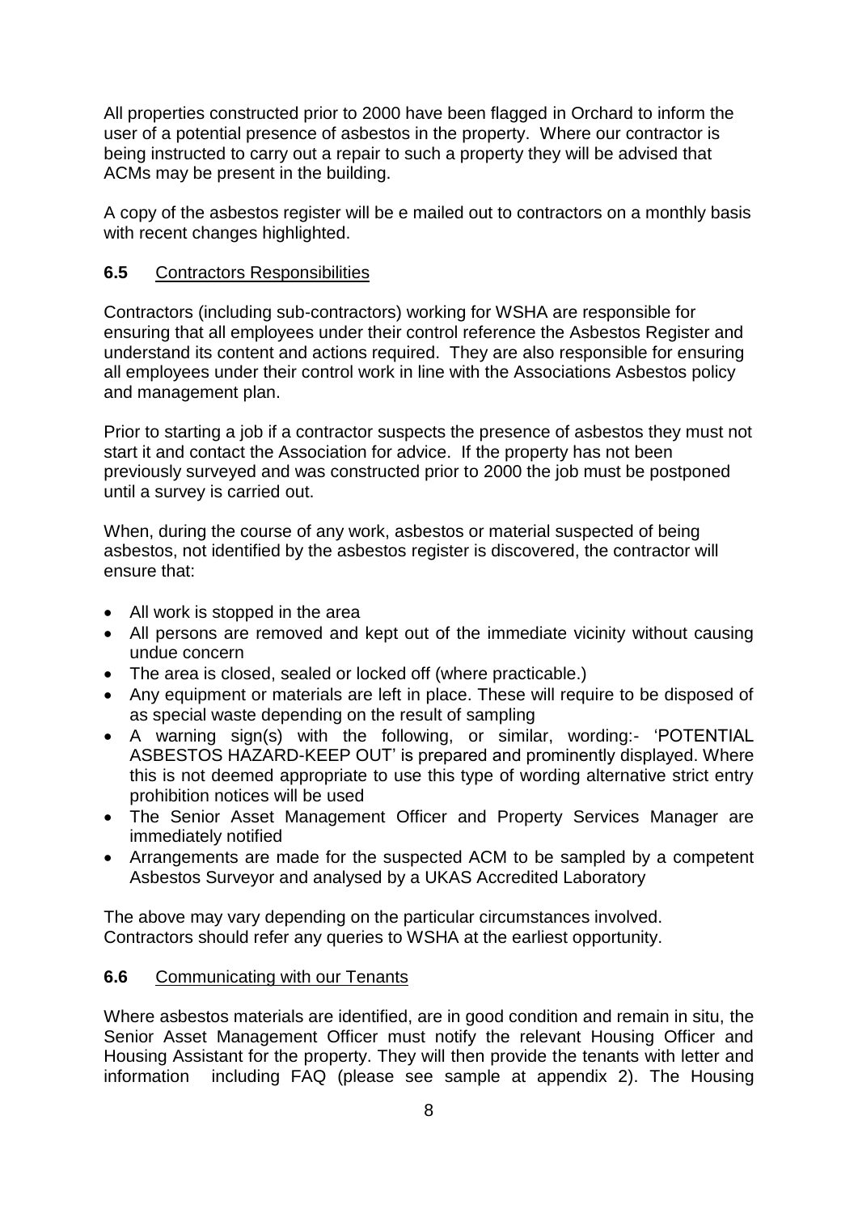All properties constructed prior to 2000 have been flagged in Orchard to inform the user of a potential presence of asbestos in the property. Where our contractor is being instructed to carry out a repair to such a property they will be advised that ACMs may be present in the building.

A copy of the asbestos register will be e mailed out to contractors on a monthly basis with recent changes highlighted.

### 6.5 Contractors Responsibilities

Contractors (including sub-contractors) working for WSHA are responsible for ensuring that all employees under their control reference the Asbestos Register and understand its content and actions required. They are also responsible for ensuring all employees under their control work in line with the Associations Asbestos policy and management plan.

Prior to starting a job if a contractor suspects the presence of asbestos they must not start it and contact the Association for advice. If the property has not been previously surveyed and was constructed prior to 2000 the job must be postponed until a survey is carried out.

When, during the course of any work, asbestos or material suspected of being asbestos, not identified by the asbestos register is discovered, the contractor will ensure that:

- All work is stopped in the area
- All persons are removed and kept out of the immediate vicinity without causing undue concern
- The area is closed, sealed or locked off (where practicable.)
- Any equipment or materials are left in place. These will require to be disposed of as special waste depending on the result of sampling
- A warning sign(s) with the following, or similar, wording:- 'POTENTIAL ASBESTOS HAZARD-KEEP OUT' is prepared and prominently displayed. Where this is not deemed appropriate to use this type of wording alternative strict entry prohibition notices will be used
- The Senior Asset Management Officer and Property Services Manager are immediately notified
- Arrangements are made for the suspected ACM to be sampled by a competent Asbestos Surveyor and analysed by a UKAS Accredited Laboratory

The above may vary depending on the particular circumstances involved. Contractors should refer any queries to WSHA at the earliest opportunity.

### 6.6 Communicating with our Tenants

Where asbestos materials are identified, are in good condition and remain in situ, the Senior Asset Management Officer must notify the relevant Housing Officer and Housing Assistant for the property. They will then provide the tenants with letter and information including FAQ (please see sample at appendix 2). The Housing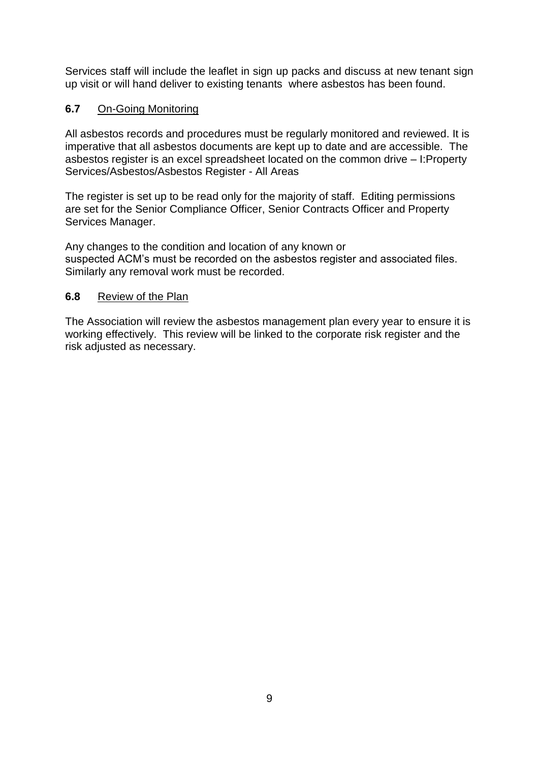Services staff will include the leaflet in sign up packs and discuss at new tenant sign up visit or will hand deliver to existing tenants where asbestos has been found.

### **6.7** On-Going Monitoring

All asbestos records and procedures must be regularly monitored and reviewed. It is imperative that all asbestos documents are kept up to date and are accessible. The asbestos register is an excel spreadsheet located on the common drive – I:Property Services/Asbestos/Asbestos Register - All Areas

The register is set up to be read only for the majority of staff. Editing permissions are set for the Senior Compliance Officer, Senior Contracts Officer and Property Services Manager.

Any changes to the condition and location of any known or suspected ACM's must be recorded on the asbestos register and associated files. Similarly any removal work must be recorded.

### **6.8** Review of the Plan

The Association will review the asbestos management plan every year to ensure it is working effectively. This review will be linked to the corporate risk register and the risk adjusted as necessary.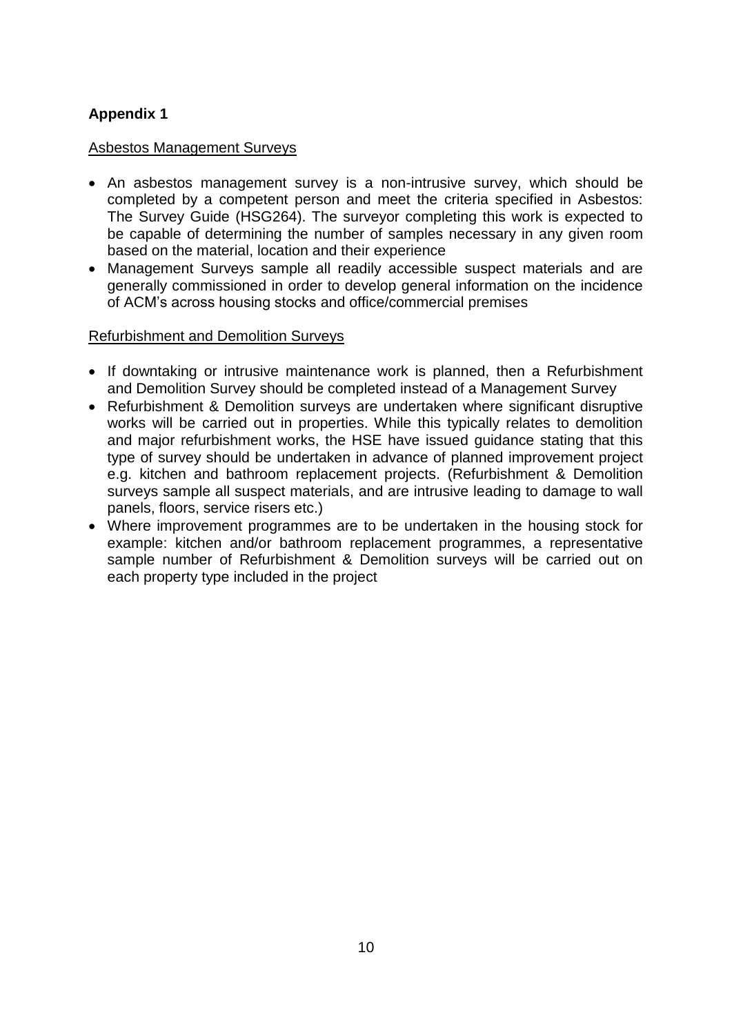**Appendix 1**

Asbestos Management Surveys

- An asbestos management survey is a non-intrusive survey, which should be completed by a competent person and meet the criteria specified in Asbestos: The Survey Guide (HSG264). The surveyor completing this work is expected to be capable of determining the number of samples necessary in any given room based on the material, location and their experience
- Management Surveys sample all readily accessible suspect materials and are generally commissioned in order to develop general information on the incidence of ACM's across housing stocks and office/commercial premises

Refurbishment and Demolition Surveys

- If downtaking or intrusive maintenance work is planned, then a Refurbishment and Demolition Survey should be completed instead of a Management Survey
- Refurbishment & Demolition surveys are undertaken where significant disruptive works will be carried out in properties. While this typically relates to demolition and major refurbishment works, the HSE have issued guidance stating that this type of survey should be undertaken in advance of planned improvement project e.g. kitchen and bathroom replacement projects. (Refurbishment & Demolition surveys sample all suspect materials, and are intrusive leading to damage to wall panels, floors, service risers etc.)
- Where improvement programmes are to be undertaken in the housing stock for example: kitchen and/or bathroom replacement programmes, a representative sample number of Refurbishment & Demolition surveys will be carried out on each property type included in the project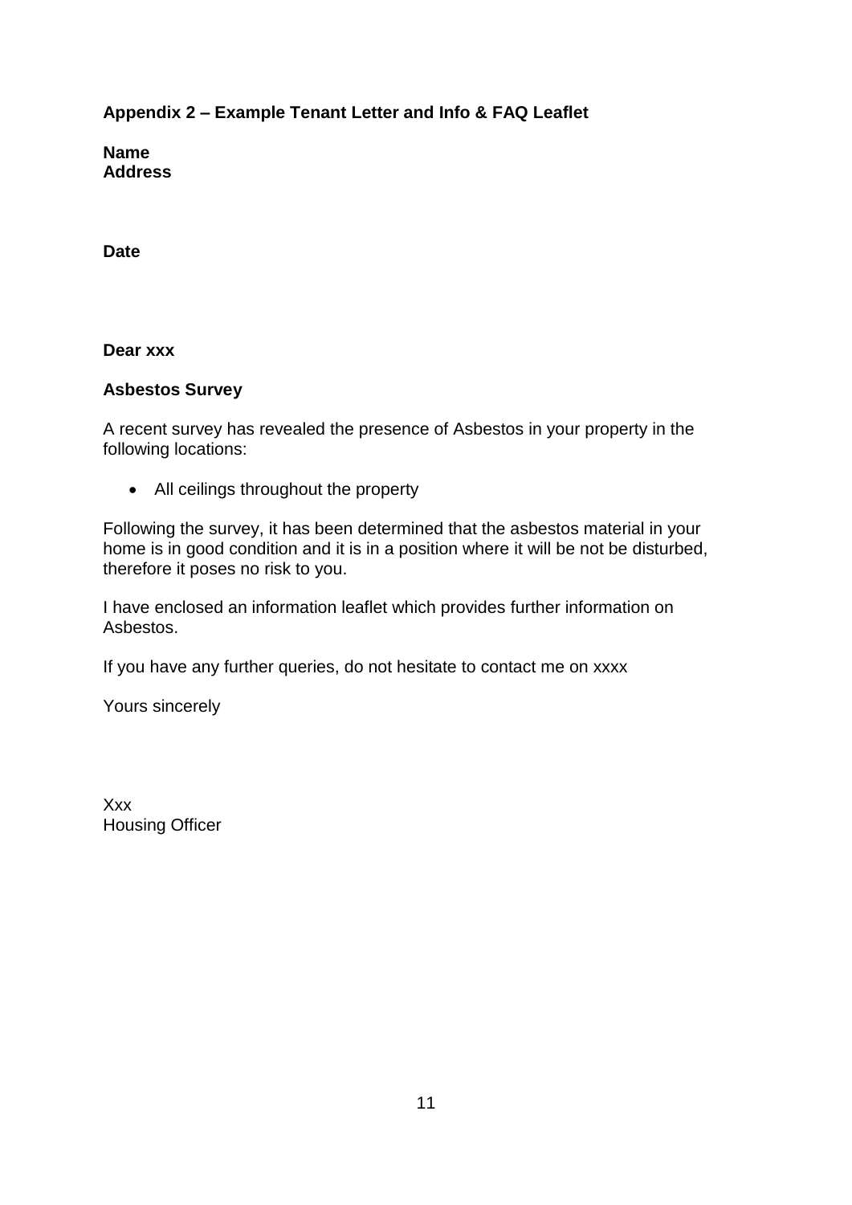## Appendix 2 – Example Tenant Letter and Info & FAQ Leaflet

**Name**
**Address**

**Date**

**Dear xxx**

**Asbestos Survey**

A recent survey has revealed the presence of Asbestos in your property in the following locations:

- All ceilings throughout the property

Following the survey, it has been determined that the asbestos material in your home is in good condition and it is in a position where it will be not be disturbed, therefore it poses no risk to you.

I have enclosed an information leaflet which provides further information on Asbestos.

If you have any further queries, do not hesitate to contact me on xxxx

Yours sincerely

Xxx
Housing Officer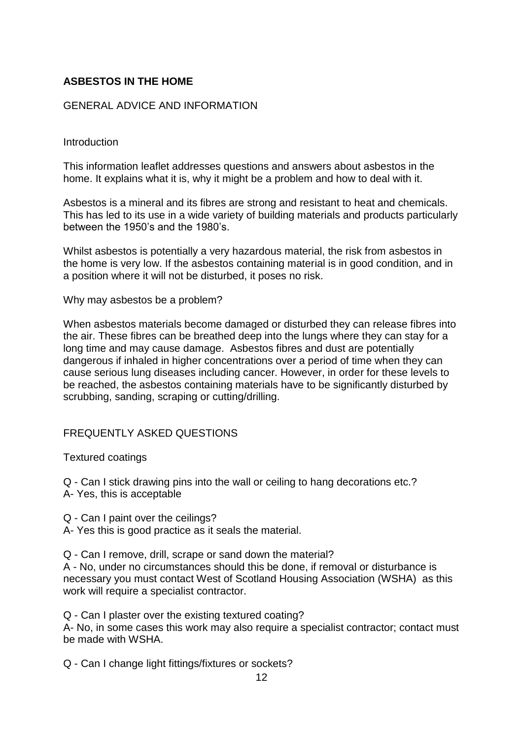# ASBESTOS IN THE HOME

## GENERAL ADVICE AND INFORMATION

### Introduction

This information leaflet addresses questions and answers about asbestos in the home. It explains what it is, why it might be a problem and how to deal with it.

Asbestos is a mineral and its fibres are strong and resistant to heat and chemicals. This has led to its use in a wide variety of building materials and products particularly between the 1950's and the 1980's.

Whilst asbestos is potentially a very hazardous material, the risk from asbestos in the home is very low. If the asbestos containing material is in good condition, and in a position where it will not be disturbed, it poses no risk.

### Why may asbestos be a problem?

When asbestos materials become damaged or disturbed they can release fibres into the air. These fibres can be breathed deep into the lungs where they can stay for a long time and may cause damage. Asbestos fibres and dust are potentially dangerous if inhaled in higher concentrations over a period of time when they can cause serious lung diseases including cancer. However, in order for these levels to be reached, the asbestos containing materials have to be significantly disturbed by scrubbing, sanding, scraping or cutting/drilling.

## FREQUENTLY ASKED QUESTIONS

### Textured coatings

Q - Can I stick drawing pins into the wall or ceiling to hang decorations etc.?
A- Yes, this is acceptable

Q - Can I paint over the ceilings?
A- Yes this is good practice as it seals the material.

Q - Can I remove, drill, scrape or sand down the material?
A - No, under no circumstances should this be done, if removal or disturbance is necessary you must contact West of Scotland Housing Association (WSHA) as this work will require a specialist contractor.

Q - Can I plaster over the existing textured coating?
A- No, in some cases this work may also require a specialist contractor; contact must be made with WSHA.

Q - Can I change light fittings/fixtures or sockets?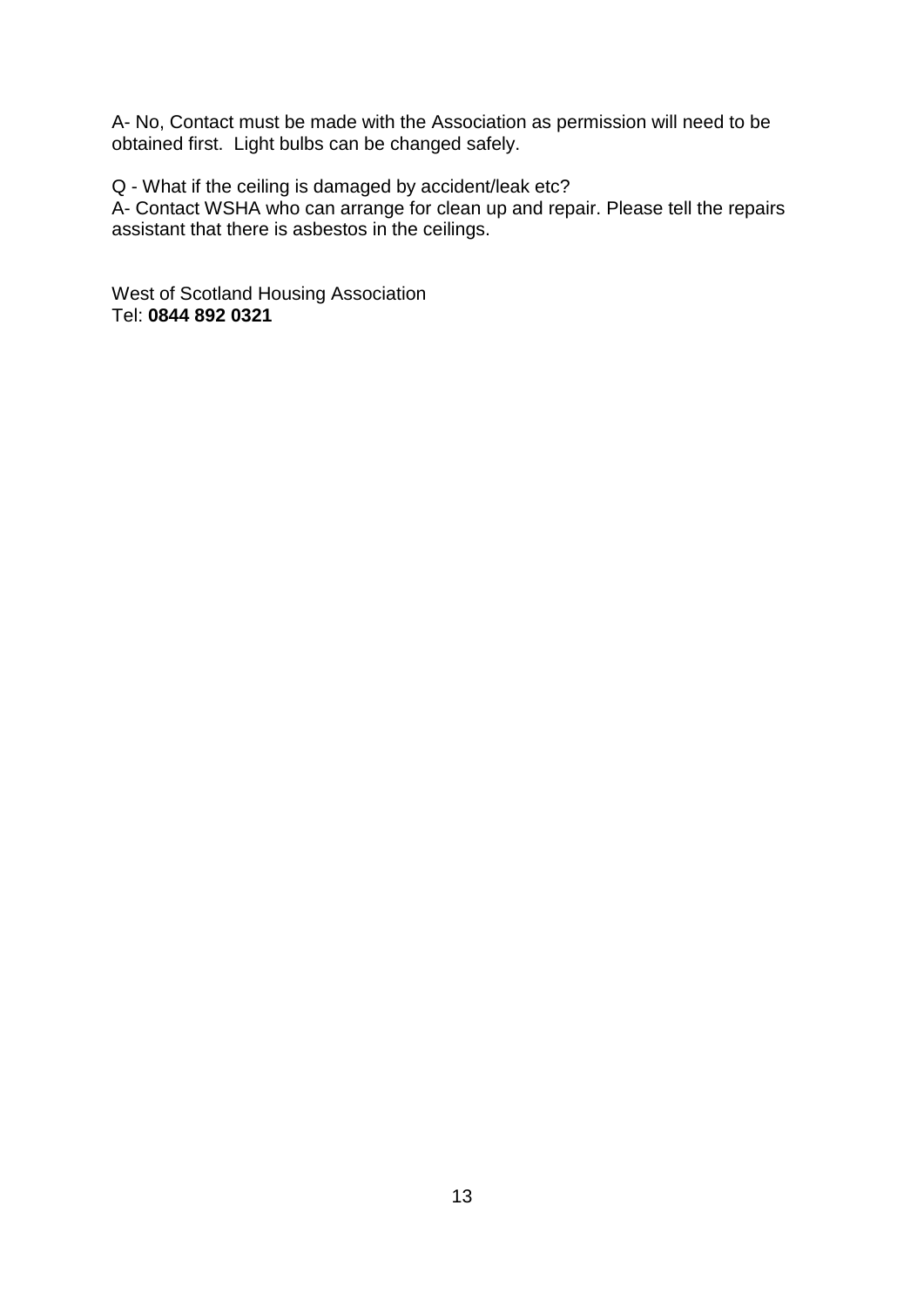A- No, Contact must be made with the Association as permission will need to be obtained first. Light bulbs can be changed safely.

Q - What if the ceiling is damaged by accident/leak etc?
A- Contact WSHA who can arrange for clean up and repair. Please tell the repairs assistant that there is asbestos in the ceilings.

West of Scotland Housing Association
Tel: **0844 892 0321**